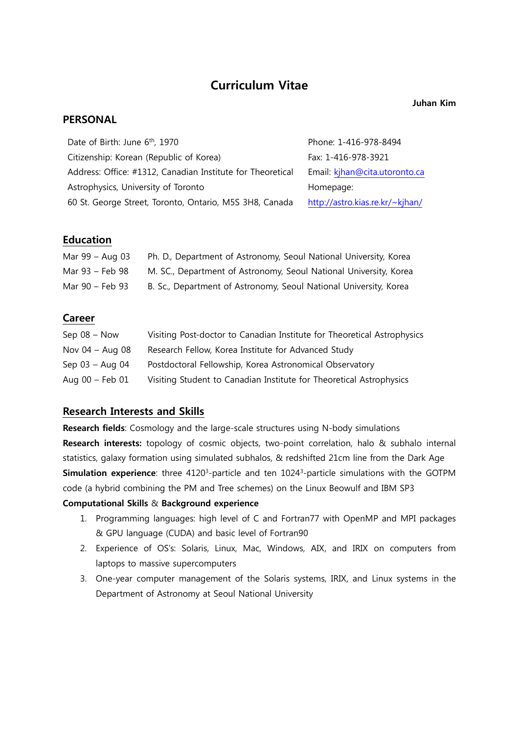# Curriculum Vitae

**Juhan Kim**

## PERSONAL

Date of Birth: June 6th, 1970
Citizenship: Korean (Republic of Korea)
Address: Office: #1312, Canadian Institute for Theoretical Astrophysics, University of Toronto
60 St. George Street, Toronto, Ontario, M5S 3H8, Canada

Phone: 1-416-978-8494
Fax: 1-416-978-3921
Email: kjhan@cita.utoronto.ca
Homepage: http://astro.kias.re.kr/~kjhan/

## Education

| | |
|---|---|
| Mar 99 – Aug 03 | Ph. D., Department of Astronomy, Seoul National University, Korea |
| Mar 93 – Feb 98 | M. SC., Department of Astronomy, Seoul National University, Korea |
| Mar 90 – Feb 93 | B. Sc., Department of Astronomy, Seoul National University, Korea |

## Career

| | |
|---|---|
| Sep 08 – Now | Visiting Post-doctor to Canadian Institute for Theoretical Astrophysics |
| Nov 04 – Aug 08 | Research Fellow, Korea Institute for Advanced Study |
| Sep 03 – Aug 04 | Postdoctoral Fellowship, Korea Astronomical Observatory |
| Aug 00 – Feb 01 | Visiting Student to Canadian Institute for Theoretical Astrophysics |

## Research Interests and Skills

**Research fields**: Cosmology and the large-scale structures using N-body simulations

**Research interests:** topology of cosmic objects, two-point correlation, halo & subhalo internal statistics, galaxy formation using simulated subhalos, & redshifted 21cm line from the Dark Age

**Simulation experience**: three $4120^3$-particle and ten $1024^3$-particle simulations with the GOTPM code (a hybrid combining the PM and Tree schemes) on the Linux Beowulf and IBM SP3

**Computational Skills** & **Background experience**

1. Programming languages: high level of C and Fortran77 with OpenMP and MPI packages & GPU language (CUDA) and basic level of Fortran90
2. Experience of OS's: Solaris, Linux, Mac, Windows, AIX, and IRIX on computers from laptops to massive supercomputers
3. One-year computer management of the Solaris systems, IRIX, and Linux systems in the Department of Astronomy at Seoul National University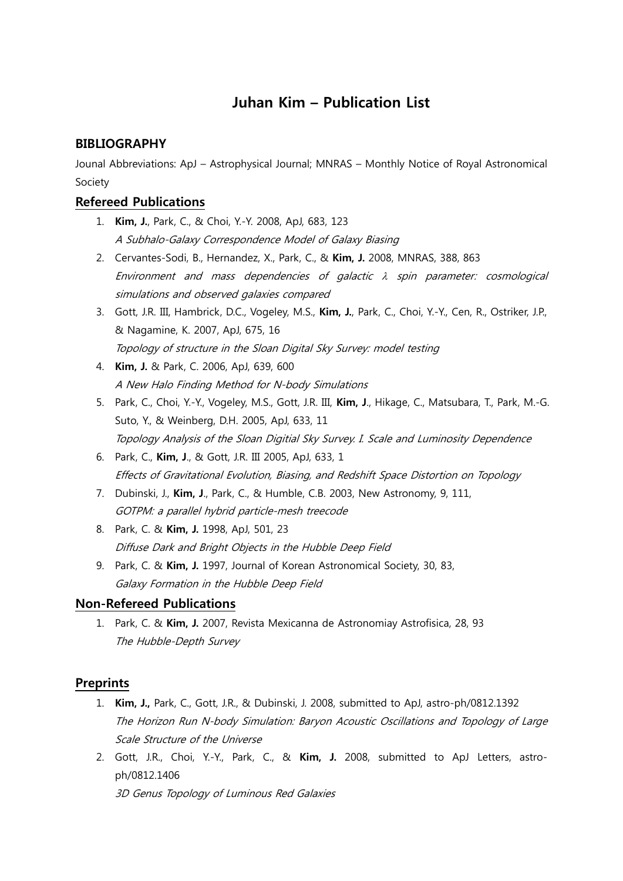# Juhan Kim – Publication List

## BIBLIOGRAPHY

Jounal Abbreviations: ApJ – Astrophysical Journal; MNRAS – Monthly Notice of Royal Astronomical Society

### Refereed Publications

1. **Kim, J.**, Park, C., & Choi, Y.-Y. 2008, ApJ, 683, 123
   *A Subhalo-Galaxy Correspondence Model of Galaxy Biasing*
2. Cervantes-Sodi, B., Hernandez, X., Park, C., & **Kim, J.** 2008, MNRAS, 388, 863
   *Environment and mass dependencies of galactic $\lambda$ spin parameter: cosmological simulations and observed galaxies compared*
3. Gott, J.R. III, Hambrick, D.C., Vogeley, M.S., **Kim, J.**, Park, C., Choi, Y.-Y., Cen, R., Ostriker, J.P., & Nagamine, K. 2007, ApJ, 675, 16
   *Topology of structure in the Sloan Digital Sky Survey: model testing*
4. **Kim, J.** & Park, C. 2006, ApJ, 639, 600
   *A New Halo Finding Method for N-body Simulations*
5. Park, C., Choi, Y.-Y., Vogeley, M.S., Gott, J.R. III, **Kim, J**., Hikage, C., Matsubara, T., Park, M.-G. Suto, Y., & Weinberg, D.H. 2005, ApJ, 633, 11
   *Topology Analysis of the Sloan Digitial Sky Survey. I. Scale and Luminosity Dependence*
6. Park, C., **Kim, J**., & Gott, J.R. III 2005, ApJ, 633, 1
   *Effects of Gravitational Evolution, Biasing, and Redshift Space Distortion on Topology*
7. Dubinski, J., **Kim, J**., Park, C., & Humble, C.B. 2003, New Astronomy, 9, 111,
   *GOTPM: a parallel hybrid particle-mesh treecode*
8. Park, C. & **Kim, J.** 1998, ApJ, 501, 23
   *Diffuse Dark and Bright Objects in the Hubble Deep Field*
9. Park, C. & **Kim, J.** 1997, Journal of Korean Astronomical Society, 30, 83,
   *Galaxy Formation in the Hubble Deep Field*

### Non-Refereed Publications

1. Park, C. & **Kim, J.** 2007, Revista Mexicanna de Astronomiay Astrofisica, 28, 93
   *The Hubble-Depth Survey*

### Preprints

1. **Kim, J.,** Park, C., Gott, J.R., & Dubinski, J. 2008, submitted to ApJ, astro-ph/0812.1392
   *The Horizon Run N-body Simulation: Baryon Acoustic Oscillations and Topology of Large Scale Structure of the Universe*
2. Gott, J.R., Choi, Y.-Y., Park, C., & **Kim, J.** 2008, submitted to ApJ Letters, astro-ph/0812.1406
   *3D Genus Topology of Luminous Red Galaxies*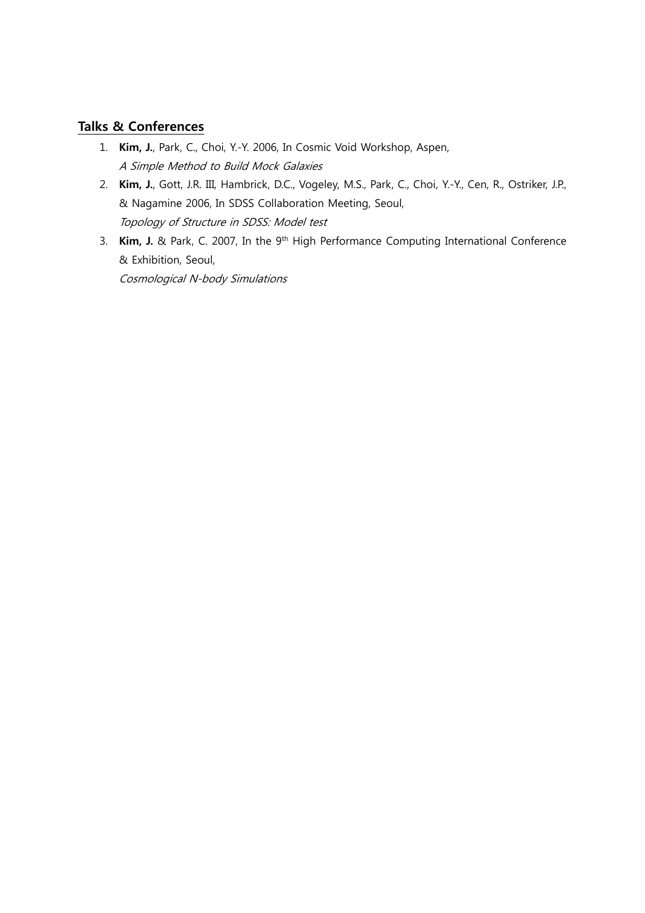## Talks & Conferences

1. **Kim, J.**, Park, C., Choi, Y.-Y. 2006, In Cosmic Void Workshop, Aspen,
   *A Simple Method to Build Mock Galaxies*
2. **Kim, J.**, Gott, J.R. III, Hambrick, D.C., Vogeley, M.S., Park, C., Choi, Y.-Y., Cen, R., Ostriker, J.P., & Nagamine 2006, In SDSS Collaboration Meeting, Seoul,
   *Topology of Structure in SDSS: Model test*
3. **Kim, J.** & Park, C. 2007, In the 9th High Performance Computing International Conference & Exhibition, Seoul,
   *Cosmological N-body Simulations*